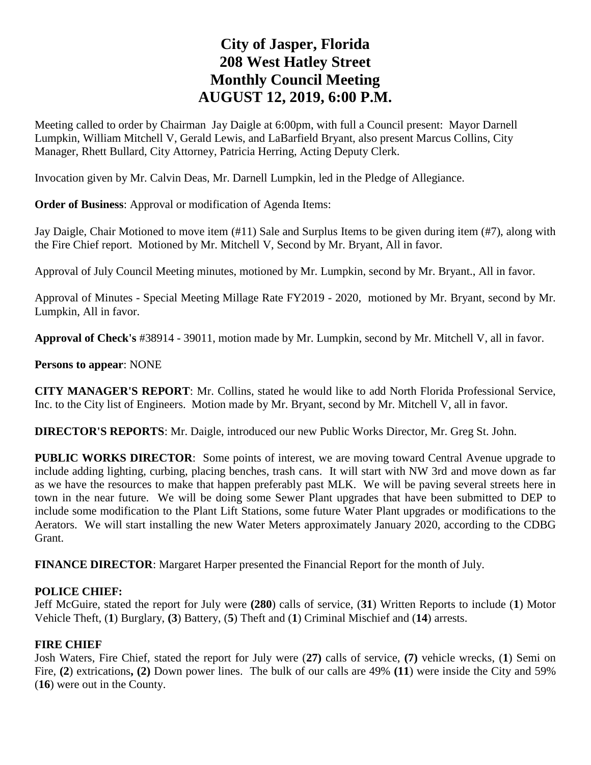# City of Jasper, Florida
# 208 West Hatley Street
# Monthly Council Meeting
# AUGUST 12, 2019, 6:00 P.M.

Meeting called to order by Chairman Jay Daigle at 6:00pm, with full a Council present: Mayor Darnell Lumpkin, William Mitchell V, Gerald Lewis, and LaBarfield Bryant, also present Marcus Collins, City Manager, Rhett Bullard, City Attorney, Patricia Herring, Acting Deputy Clerk.

Invocation given by Mr. Calvin Deas, Mr. Darnell Lumpkin, led in the Pledge of Allegiance.

**Order of Business**: Approval or modification of Agenda Items:

Jay Daigle, Chair Motioned to move item (#11) Sale and Surplus Items to be given during item (#7), along with the Fire Chief report. Motioned by Mr. Mitchell V, Second by Mr. Bryant, All in favor.

Approval of July Council Meeting minutes, motioned by Mr. Lumpkin, second by Mr. Bryant., All in favor.

Approval of Minutes - Special Meeting Millage Rate FY2019 - 2020, motioned by Mr. Bryant, second by Mr. Lumpkin, All in favor.

**Approval of Check's** #38914 - 39011, motion made by Mr. Lumpkin, second by Mr. Mitchell V, all in favor.

**Persons to appear**: NONE

**CITY MANAGER'S REPORT**: Mr. Collins, stated he would like to add North Florida Professional Service, Inc. to the City list of Engineers. Motion made by Mr. Bryant, second by Mr. Mitchell V, all in favor.

**DIRECTOR'S REPORTS**: Mr. Daigle, introduced our new Public Works Director, Mr. Greg St. John.

**PUBLIC WORKS DIRECTOR**: Some points of interest, we are moving toward Central Avenue upgrade to include adding lighting, curbing, placing benches, trash cans. It will start with NW 3rd and move down as far as we have the resources to make that happen preferably past MLK. We will be paving several streets here in town in the near future. We will be doing some Sewer Plant upgrades that have been submitted to DEP to include some modification to the Plant Lift Stations, some future Water Plant upgrades or modifications to the Aerators. We will start installing the new Water Meters approximately January 2020, according to the CDBG Grant.

**FINANCE DIRECTOR**: Margaret Harper presented the Financial Report for the month of July.

**POLICE CHIEF:**
Jeff McGuire, stated the report for July were **(280)** calls of service, (**31**) Written Reports to include (**1**) Motor Vehicle Theft, (**1**) Burglary, **(3**) Battery, (**5**) Theft and (**1**) Criminal Mischief and (**14**) arrests.

**FIRE CHIEF**
Josh Waters, Fire Chief, stated the report for July were (**27)** calls of service, **(7)** vehicle wrecks, (**1**) Semi on Fire, **(2**) extrications**, (2)** Down power lines. The bulk of our calls are 49% **(11**) were inside the City and 59% (**16**) were out in the County.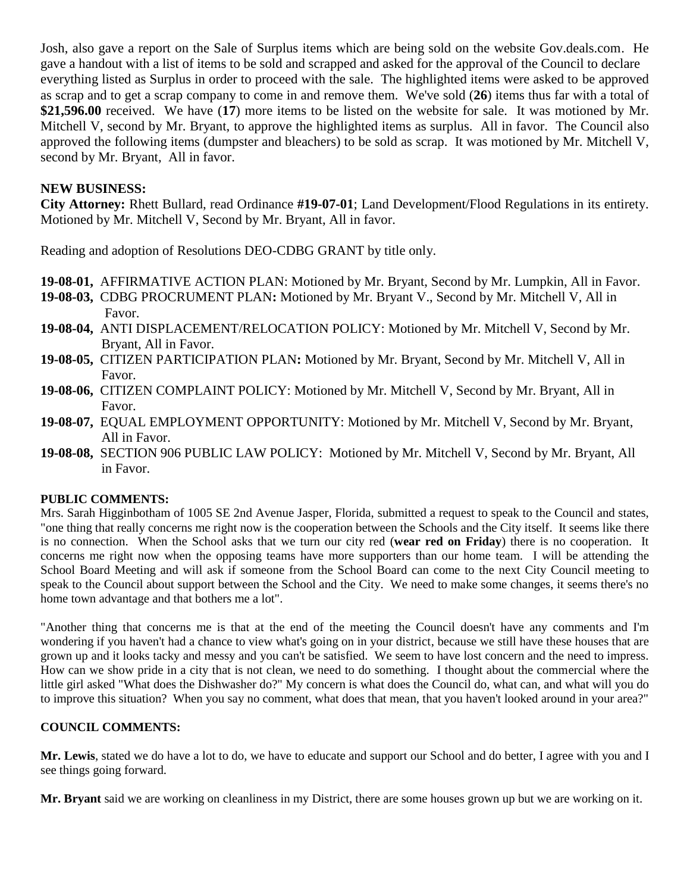Josh, also gave a report on the Sale of Surplus items which are being sold on the website Gov.deals.com. He gave a handout with a list of items to be sold and scrapped and asked for the approval of the Council to declare everything listed as Surplus in order to proceed with the sale. The highlighted items were asked to be approved as scrap and to get a scrap company to come in and remove them. We've sold (**26**) items thus far with a total of **$21,596.00** received. We have (**17**) more items to be listed on the website for sale. It was motioned by Mr. Mitchell V, second by Mr. Bryant, to approve the highlighted items as surplus. All in favor. The Council also approved the following items (dumpster and bleachers) to be sold as scrap. It was motioned by Mr. Mitchell V, second by Mr. Bryant, All in favor.

**NEW BUSINESS:**

**City Attorney:** Rhett Bullard, read Ordinance **#19-07-01**; Land Development/Flood Regulations in its entirety. Motioned by Mr. Mitchell V, Second by Mr. Bryant, All in favor.

Reading and adoption of Resolutions DEO-CDBG GRANT by title only.

**19-08-01,** AFFIRMATIVE ACTION PLAN: Motioned by Mr. Bryant, Second by Mr. Lumpkin, All in Favor.
**19-08-03,** CDBG PROCRUMENT PLAN**:** Motioned by Mr. Bryant V., Second by Mr. Mitchell V, All in Favor.
**19-08-04,** ANTI DISPLACEMENT/RELOCATION POLICY: Motioned by Mr. Mitchell V, Second by Mr. Bryant, All in Favor.
**19-08-05,** CITIZEN PARTICIPATION PLAN**:** Motioned by Mr. Bryant, Second by Mr. Mitchell V, All in Favor.
**19-08-06,** CITIZEN COMPLAINT POLICY: Motioned by Mr. Mitchell V, Second by Mr. Bryant, All in Favor.
**19-08-07,** EQUAL EMPLOYMENT OPPORTUNITY: Motioned by Mr. Mitchell V, Second by Mr. Bryant, All in Favor.
**19-08-08,** SECTION 906 PUBLIC LAW POLICY: Motioned by Mr. Mitchell V, Second by Mr. Bryant, All in Favor.

**PUBLIC COMMENTS:**

Mrs. Sarah Higginbotham of 1005 SE 2nd Avenue Jasper, Florida, submitted a request to speak to the Council and states, "one thing that really concerns me right now is the cooperation between the Schools and the City itself. It seems like there is no connection. When the School asks that we turn our city red (**wear red on Friday**) there is no cooperation. It concerns me right now when the opposing teams have more supporters than our home team. I will be attending the School Board Meeting and will ask if someone from the School Board can come to the next City Council meeting to speak to the Council about support between the School and the City. We need to make some changes, it seems there's no home town advantage and that bothers me a lot".

"Another thing that concerns me is that at the end of the meeting the Council doesn't have any comments and I'm wondering if you haven't had a chance to view what's going on in your district, because we still have these houses that are grown up and it looks tacky and messy and you can't be satisfied. We seem to have lost concern and the need to impress. How can we show pride in a city that is not clean, we need to do something. I thought about the commercial where the little girl asked "What does the Dishwasher do?" My concern is what does the Council do, what can, and what will you do to improve this situation? When you say no comment, what does that mean, that you haven't looked around in your area?"

**COUNCIL COMMENTS:**

**Mr. Lewis**, stated we do have a lot to do, we have to educate and support our School and do better, I agree with you and I see things going forward.

**Mr. Bryant** said we are working on cleanliness in my District, there are some houses grown up but we are working on it.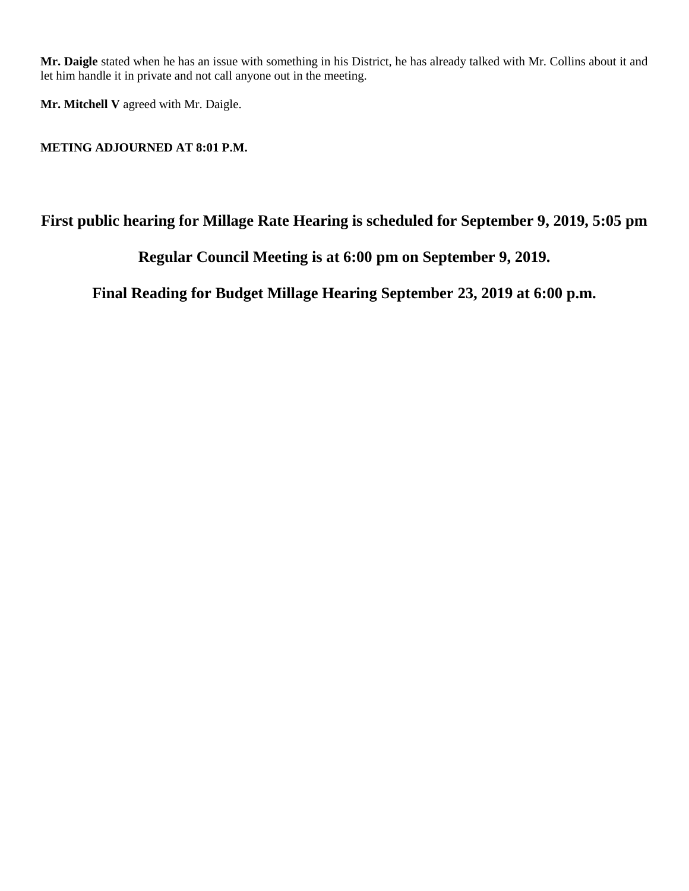**Mr. Daigle** stated when he has an issue with something in his District, he has already talked with Mr. Collins about it and let him handle it in private and not call anyone out in the meeting.

**Mr. Mitchell V** agreed with Mr. Daigle.

**METING ADJOURNED AT 8:01 P.M.**

**First public hearing for Millage Rate Hearing is scheduled for September 9, 2019, 5:05 pm**

**Regular Council Meeting is at 6:00 pm on September 9, 2019.**

**Final Reading for Budget Millage Hearing September 23, 2019 at 6:00 p.m.**